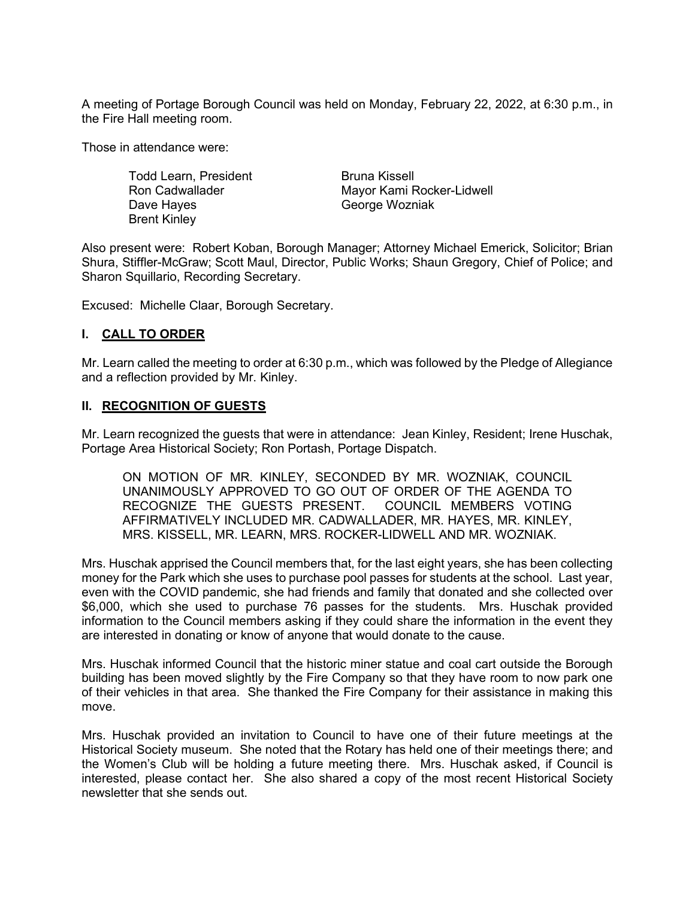A meeting of Portage Borough Council was held on Monday, February 22, 2022, at 6:30 p.m., in the Fire Hall meeting room.

Those in attendance were:

Todd Learn, President
Ron Cadwallader
Dave Hayes
Brent Kinley
Bruna Kissell
Mayor Kami Rocker-Lidwell
George Wozniak

Also present were: Robert Koban, Borough Manager; Attorney Michael Emerick, Solicitor; Brian Shura, Stiffler-McGraw; Scott Maul, Director, Public Works; Shaun Gregory, Chief of Police; and Sharon Squillario, Recording Secretary.

Excused: Michelle Claar, Borough Secretary.

## I. CALL TO ORDER

Mr. Learn called the meeting to order at 6:30 p.m., which was followed by the Pledge of Allegiance and a reflection provided by Mr. Kinley.

## II. RECOGNITION OF GUESTS

Mr. Learn recognized the guests that were in attendance: Jean Kinley, Resident; Irene Huschak, Portage Area Historical Society; Ron Portash, Portage Dispatch.

> ON MOTION OF MR. KINLEY, SECONDED BY MR. WOZNIAK, COUNCIL UNANIMOUSLY APPROVED TO GO OUT OF ORDER OF THE AGENDA TO RECOGNIZE THE GUESTS PRESENT. COUNCIL MEMBERS VOTING AFFIRMATIVELY INCLUDED MR. CADWALLADER, MR. HAYES, MR. KINLEY, MRS. KISSELL, MR. LEARN, MRS. ROCKER-LIDWELL AND MR. WOZNIAK.

Mrs. Huschak apprised the Council members that, for the last eight years, she has been collecting money for the Park which she uses to purchase pool passes for students at the school. Last year, even with the COVID pandemic, she had friends and family that donated and she collected over $6,000, which she used to purchase 76 passes for the students. Mrs. Huschak provided information to the Council members asking if they could share the information in the event they are interested in donating or know of anyone that would donate to the cause.

Mrs. Huschak informed Council that the historic miner statue and coal cart outside the Borough building has been moved slightly by the Fire Company so that they have room to now park one of their vehicles in that area. She thanked the Fire Company for their assistance in making this move.

Mrs. Huschak provided an invitation to Council to have one of their future meetings at the Historical Society museum. She noted that the Rotary has held one of their meetings there; and the Women's Club will be holding a future meeting there. Mrs. Huschak asked, if Council is interested, please contact her. She also shared a copy of the most recent Historical Society newsletter that she sends out.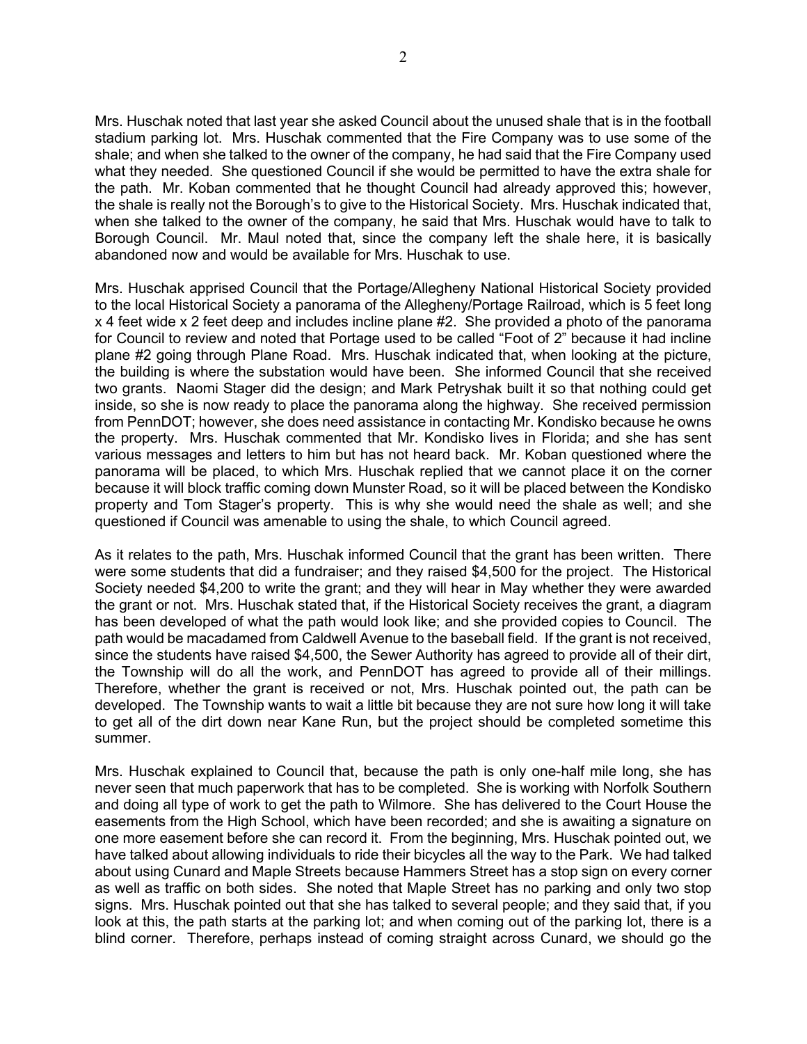Mrs. Huschak noted that last year she asked Council about the unused shale that is in the football stadium parking lot. Mrs. Huschak commented that the Fire Company was to use some of the shale; and when she talked to the owner of the company, he had said that the Fire Company used what they needed. She questioned Council if she would be permitted to have the extra shale for the path. Mr. Koban commented that he thought Council had already approved this; however, the shale is really not the Borough's to give to the Historical Society. Mrs. Huschak indicated that, when she talked to the owner of the company, he said that Mrs. Huschak would have to talk to Borough Council. Mr. Maul noted that, since the company left the shale here, it is basically abandoned now and would be available for Mrs. Huschak to use.

Mrs. Huschak apprised Council that the Portage/Allegheny National Historical Society provided to the local Historical Society a panorama of the Allegheny/Portage Railroad, which is 5 feet long x 4 feet wide x 2 feet deep and includes incline plane #2. She provided a photo of the panorama for Council to review and noted that Portage used to be called "Foot of 2" because it had incline plane #2 going through Plane Road. Mrs. Huschak indicated that, when looking at the picture, the building is where the substation would have been. She informed Council that she received two grants. Naomi Stager did the design; and Mark Petryshak built it so that nothing could get inside, so she is now ready to place the panorama along the highway. She received permission from PennDOT; however, she does need assistance in contacting Mr. Kondisko because he owns the property. Mrs. Huschak commented that Mr. Kondisko lives in Florida; and she has sent various messages and letters to him but has not heard back. Mr. Koban questioned where the panorama will be placed, to which Mrs. Huschak replied that we cannot place it on the corner because it will block traffic coming down Munster Road, so it will be placed between the Kondisko property and Tom Stager's property. This is why she would need the shale as well; and she questioned if Council was amenable to using the shale, to which Council agreed.

As it relates to the path, Mrs. Huschak informed Council that the grant has been written. There were some students that did a fundraiser; and they raised $4,500 for the project. The Historical Society needed $4,200 to write the grant; and they will hear in May whether they were awarded the grant or not. Mrs. Huschak stated that, if the Historical Society receives the grant, a diagram has been developed of what the path would look like; and she provided copies to Council. The path would be macadamed from Caldwell Avenue to the baseball field. If the grant is not received, since the students have raised $4,500, the Sewer Authority has agreed to provide all of their dirt, the Township will do all the work, and PennDOT has agreed to provide all of their millings. Therefore, whether the grant is received or not, Mrs. Huschak pointed out, the path can be developed. The Township wants to wait a little bit because they are not sure how long it will take to get all of the dirt down near Kane Run, but the project should be completed sometime this summer.

Mrs. Huschak explained to Council that, because the path is only one-half mile long, she has never seen that much paperwork that has to be completed. She is working with Norfolk Southern and doing all type of work to get the path to Wilmore. She has delivered to the Court House the easements from the High School, which have been recorded; and she is awaiting a signature on one more easement before she can record it. From the beginning, Mrs. Huschak pointed out, we have talked about allowing individuals to ride their bicycles all the way to the Park. We had talked about using Cunard and Maple Streets because Hammers Street has a stop sign on every corner as well as traffic on both sides. She noted that Maple Street has no parking and only two stop signs. Mrs. Huschak pointed out that she has talked to several people; and they said that, if you look at this, the path starts at the parking lot; and when coming out of the parking lot, there is a blind corner. Therefore, perhaps instead of coming straight across Cunard, we should go the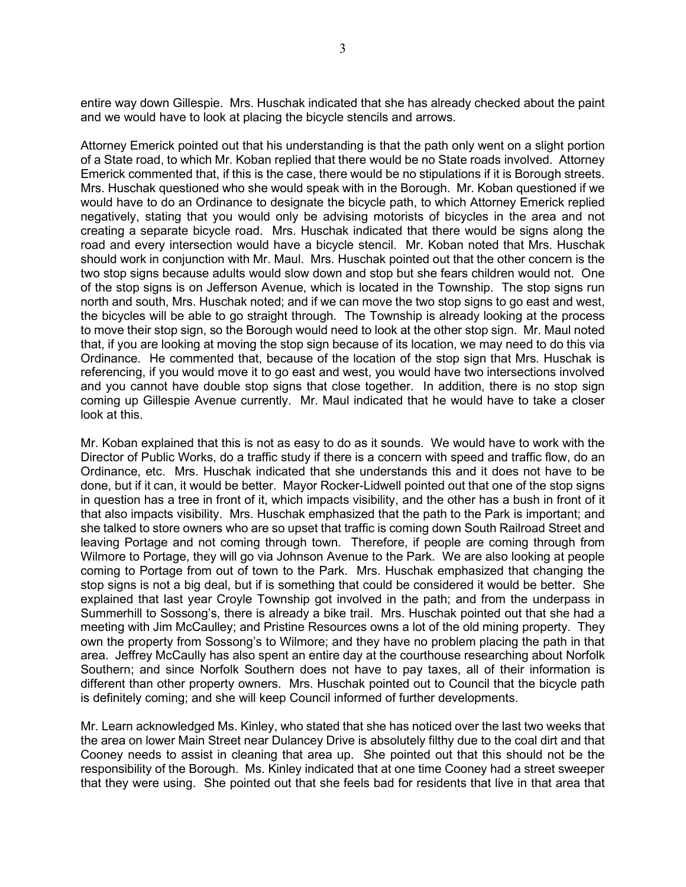entire way down Gillespie. Mrs. Huschak indicated that she has already checked about the paint and we would have to look at placing the bicycle stencils and arrows.

Attorney Emerick pointed out that his understanding is that the path only went on a slight portion of a State road, to which Mr. Koban replied that there would be no State roads involved. Attorney Emerick commented that, if this is the case, there would be no stipulations if it is Borough streets. Mrs. Huschak questioned who she would speak with in the Borough. Mr. Koban questioned if we would have to do an Ordinance to designate the bicycle path, to which Attorney Emerick replied negatively, stating that you would only be advising motorists of bicycles in the area and not creating a separate bicycle road. Mrs. Huschak indicated that there would be signs along the road and every intersection would have a bicycle stencil. Mr. Koban noted that Mrs. Huschak should work in conjunction with Mr. Maul. Mrs. Huschak pointed out that the other concern is the two stop signs because adults would slow down and stop but she fears children would not. One of the stop signs is on Jefferson Avenue, which is located in the Township. The stop signs run north and south, Mrs. Huschak noted; and if we can move the two stop signs to go east and west, the bicycles will be able to go straight through. The Township is already looking at the process to move their stop sign, so the Borough would need to look at the other stop sign. Mr. Maul noted that, if you are looking at moving the stop sign because of its location, we may need to do this via Ordinance. He commented that, because of the location of the stop sign that Mrs. Huschak is referencing, if you would move it to go east and west, you would have two intersections involved and you cannot have double stop signs that close together. In addition, there is no stop sign coming up Gillespie Avenue currently. Mr. Maul indicated that he would have to take a closer look at this.

Mr. Koban explained that this is not as easy to do as it sounds. We would have to work with the Director of Public Works, do a traffic study if there is a concern with speed and traffic flow, do an Ordinance, etc. Mrs. Huschak indicated that she understands this and it does not have to be done, but if it can, it would be better. Mayor Rocker-Lidwell pointed out that one of the stop signs in question has a tree in front of it, which impacts visibility, and the other has a bush in front of it that also impacts visibility. Mrs. Huschak emphasized that the path to the Park is important; and she talked to store owners who are so upset that traffic is coming down South Railroad Street and leaving Portage and not coming through town. Therefore, if people are coming through from Wilmore to Portage, they will go via Johnson Avenue to the Park. We are also looking at people coming to Portage from out of town to the Park. Mrs. Huschak emphasized that changing the stop signs is not a big deal, but if is something that could be considered it would be better. She explained that last year Croyle Township got involved in the path; and from the underpass in Summerhill to Sossong's, there is already a bike trail. Mrs. Huschak pointed out that she had a meeting with Jim McCaulley; and Pristine Resources owns a lot of the old mining property. They own the property from Sossong's to Wilmore; and they have no problem placing the path in that area. Jeffrey McCaully has also spent an entire day at the courthouse researching about Norfolk Southern; and since Norfolk Southern does not have to pay taxes, all of their information is different than other property owners. Mrs. Huschak pointed out to Council that the bicycle path is definitely coming; and she will keep Council informed of further developments.

Mr. Learn acknowledged Ms. Kinley, who stated that she has noticed over the last two weeks that the area on lower Main Street near Dulancey Drive is absolutely filthy due to the coal dirt and that Cooney needs to assist in cleaning that area up. She pointed out that this should not be the responsibility of the Borough. Ms. Kinley indicated that at one time Cooney had a street sweeper that they were using. She pointed out that she feels bad for residents that live in that area that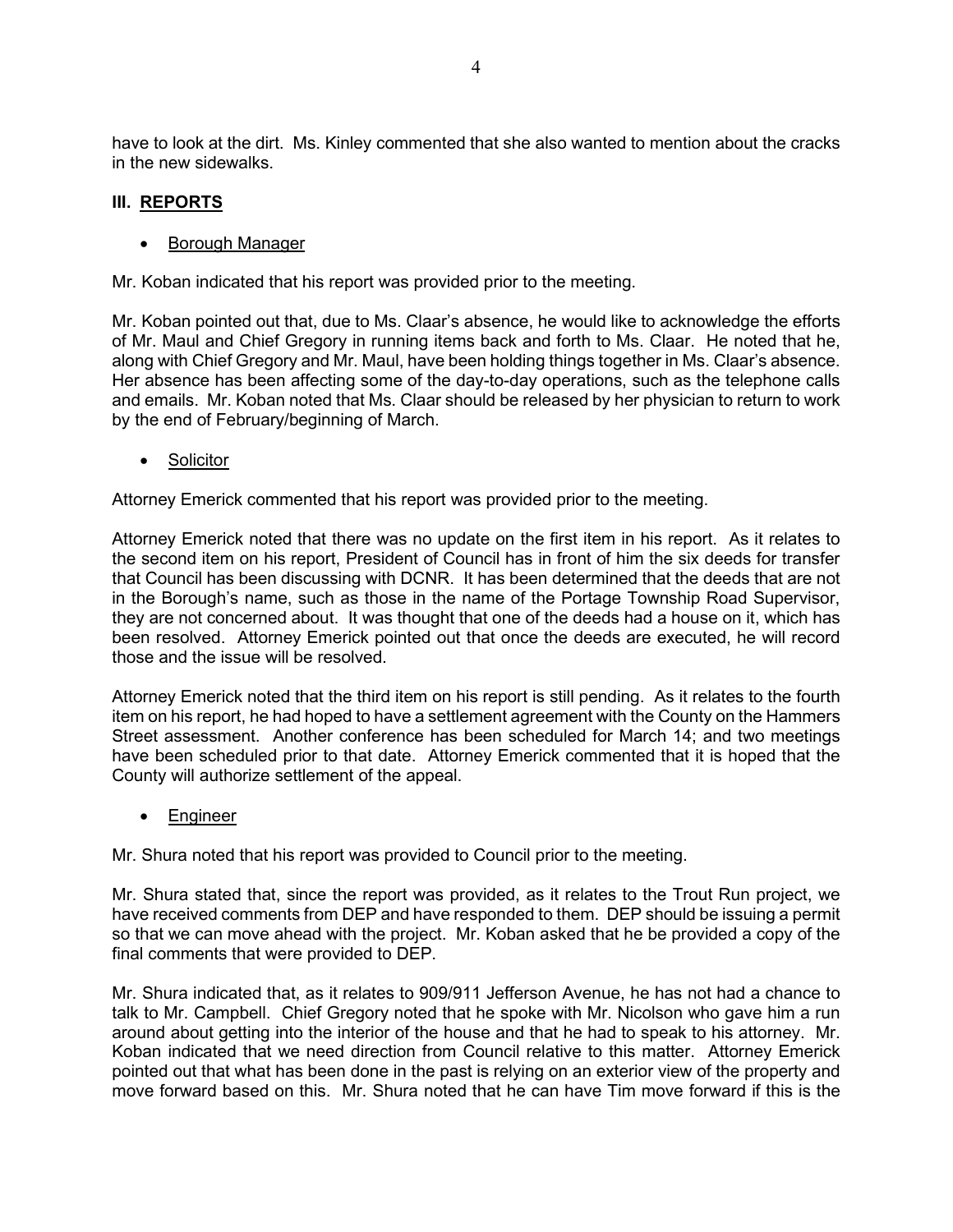have to look at the dirt. Ms. Kinley commented that she also wanted to mention about the cracks in the new sidewalks.

## III. REPORTS

- Borough Manager

Mr. Koban indicated that his report was provided prior to the meeting.

Mr. Koban pointed out that, due to Ms. Claar's absence, he would like to acknowledge the efforts of Mr. Maul and Chief Gregory in running items back and forth to Ms. Claar. He noted that he, along with Chief Gregory and Mr. Maul, have been holding things together in Ms. Claar's absence. Her absence has been affecting some of the day-to-day operations, such as the telephone calls and emails. Mr. Koban noted that Ms. Claar should be released by her physician to return to work by the end of February/beginning of March.

- Solicitor

Attorney Emerick commented that his report was provided prior to the meeting.

Attorney Emerick noted that there was no update on the first item in his report. As it relates to the second item on his report, President of Council has in front of him the six deeds for transfer that Council has been discussing with DCNR. It has been determined that the deeds that are not in the Borough's name, such as those in the name of the Portage Township Road Supervisor, they are not concerned about. It was thought that one of the deeds had a house on it, which has been resolved. Attorney Emerick pointed out that once the deeds are executed, he will record those and the issue will be resolved.

Attorney Emerick noted that the third item on his report is still pending. As it relates to the fourth item on his report, he had hoped to have a settlement agreement with the County on the Hammers Street assessment. Another conference has been scheduled for March 14; and two meetings have been scheduled prior to that date. Attorney Emerick commented that it is hoped that the County will authorize settlement of the appeal.

- Engineer

Mr. Shura noted that his report was provided to Council prior to the meeting.

Mr. Shura stated that, since the report was provided, as it relates to the Trout Run project, we have received comments from DEP and have responded to them. DEP should be issuing a permit so that we can move ahead with the project. Mr. Koban asked that he be provided a copy of the final comments that were provided to DEP.

Mr. Shura indicated that, as it relates to 909/911 Jefferson Avenue, he has not had a chance to talk to Mr. Campbell. Chief Gregory noted that he spoke with Mr. Nicolson who gave him a run around about getting into the interior of the house and that he had to speak to his attorney. Mr. Koban indicated that we need direction from Council relative to this matter. Attorney Emerick pointed out that what has been done in the past is relying on an exterior view of the property and move forward based on this. Mr. Shura noted that he can have Tim move forward if this is the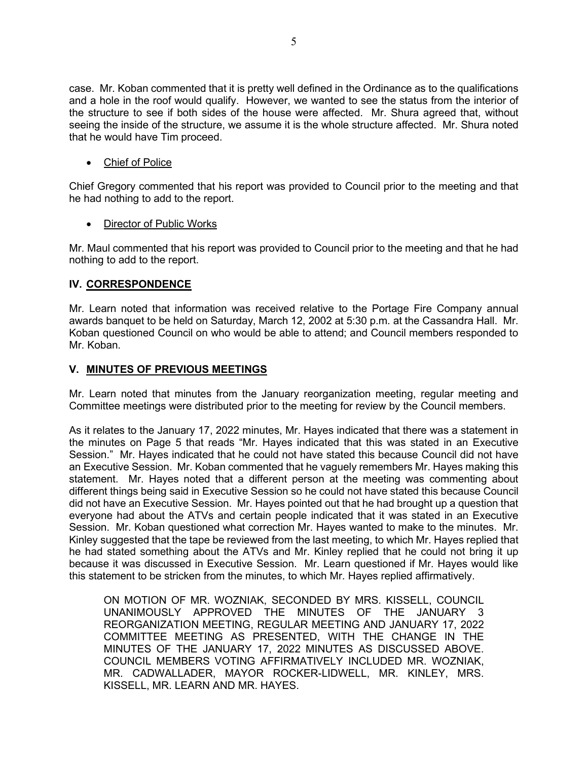case. Mr. Koban commented that it is pretty well defined in the Ordinance as to the qualifications and a hole in the roof would qualify. However, we wanted to see the status from the interior of the structure to see if both sides of the house were affected. Mr. Shura agreed that, without seeing the inside of the structure, we assume it is the whole structure affected. Mr. Shura noted that he would have Tim proceed.

- Chief of Police

Chief Gregory commented that his report was provided to Council prior to the meeting and that he had nothing to add to the report.

- Director of Public Works

Mr. Maul commented that his report was provided to Council prior to the meeting and that he had nothing to add to the report.

## IV. CORRESPONDENCE

Mr. Learn noted that information was received relative to the Portage Fire Company annual awards banquet to be held on Saturday, March 12, 2002 at 5:30 p.m. at the Cassandra Hall. Mr. Koban questioned Council on who would be able to attend; and Council members responded to Mr. Koban.

## V. MINUTES OF PREVIOUS MEETINGS

Mr. Learn noted that minutes from the January reorganization meeting, regular meeting and Committee meetings were distributed prior to the meeting for review by the Council members.

As it relates to the January 17, 2022 minutes, Mr. Hayes indicated that there was a statement in the minutes on Page 5 that reads "Mr. Hayes indicated that this was stated in an Executive Session." Mr. Hayes indicated that he could not have stated this because Council did not have an Executive Session. Mr. Koban commented that he vaguely remembers Mr. Hayes making this statement. Mr. Hayes noted that a different person at the meeting was commenting about different things being said in Executive Session so he could not have stated this because Council did not have an Executive Session. Mr. Hayes pointed out that he had brought up a question that everyone had about the ATVs and certain people indicated that it was stated in an Executive Session. Mr. Koban questioned what correction Mr. Hayes wanted to make to the minutes. Mr. Kinley suggested that the tape be reviewed from the last meeting, to which Mr. Hayes replied that he had stated something about the ATVs and Mr. Kinley replied that he could not bring it up because it was discussed in Executive Session. Mr. Learn questioned if Mr. Hayes would like this statement to be stricken from the minutes, to which Mr. Hayes replied affirmatively.

> ON MOTION OF MR. WOZNIAK, SECONDED BY MRS. KISSELL, COUNCIL UNANIMOUSLY APPROVED THE MINUTES OF THE JANUARY 3 REORGANIZATION MEETING, REGULAR MEETING AND JANUARY 17, 2022 COMMITTEE MEETING AS PRESENTED, WITH THE CHANGE IN THE MINUTES OF THE JANUARY 17, 2022 MINUTES AS DISCUSSED ABOVE. COUNCIL MEMBERS VOTING AFFIRMATIVELY INCLUDED MR. WOZNIAK, MR. CADWALLADER, MAYOR ROCKER-LIDWELL, MR. KINLEY, MRS. KISSELL, MR. LEARN AND MR. HAYES.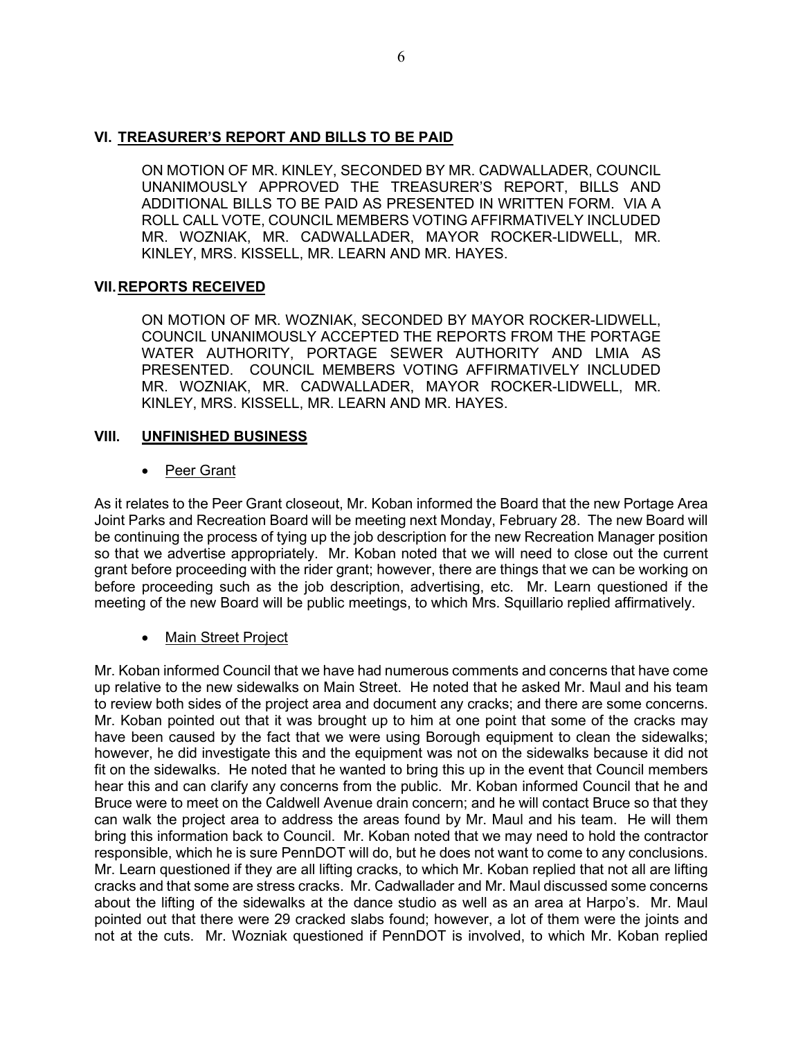## VI. TREASURER'S REPORT AND BILLS TO BE PAID

ON MOTION OF MR. KINLEY, SECONDED BY MR. CADWALLADER, COUNCIL UNANIMOUSLY APPROVED THE TREASURER'S REPORT, BILLS AND ADDITIONAL BILLS TO BE PAID AS PRESENTED IN WRITTEN FORM. VIA A ROLL CALL VOTE, COUNCIL MEMBERS VOTING AFFIRMATIVELY INCLUDED MR. WOZNIAK, MR. CADWALLADER, MAYOR ROCKER-LIDWELL, MR. KINLEY, MRS. KISSELL, MR. LEARN AND MR. HAYES.

## VII. REPORTS RECEIVED

ON MOTION OF MR. WOZNIAK, SECONDED BY MAYOR ROCKER-LIDWELL, COUNCIL UNANIMOUSLY ACCEPTED THE REPORTS FROM THE PORTAGE WATER AUTHORITY, PORTAGE SEWER AUTHORITY AND LMIA AS PRESENTED. COUNCIL MEMBERS VOTING AFFIRMATIVELY INCLUDED MR. WOZNIAK, MR. CADWALLADER, MAYOR ROCKER-LIDWELL, MR. KINLEY, MRS. KISSELL, MR. LEARN AND MR. HAYES.

## VIII. UNFINISHED BUSINESS

- Peer Grant

As it relates to the Peer Grant closeout, Mr. Koban informed the Board that the new Portage Area Joint Parks and Recreation Board will be meeting next Monday, February 28. The new Board will be continuing the process of tying up the job description for the new Recreation Manager position so that we advertise appropriately. Mr. Koban noted that we will need to close out the current grant before proceeding with the rider grant; however, there are things that we can be working on before proceeding such as the job description, advertising, etc. Mr. Learn questioned if the meeting of the new Board will be public meetings, to which Mrs. Squillario replied affirmatively.

- Main Street Project

Mr. Koban informed Council that we have had numerous comments and concerns that have come up relative to the new sidewalks on Main Street. He noted that he asked Mr. Maul and his team to review both sides of the project area and document any cracks; and there are some concerns. Mr. Koban pointed out that it was brought up to him at one point that some of the cracks may have been caused by the fact that we were using Borough equipment to clean the sidewalks; however, he did investigate this and the equipment was not on the sidewalks because it did not fit on the sidewalks. He noted that he wanted to bring this up in the event that Council members hear this and can clarify any concerns from the public. Mr. Koban informed Council that he and Bruce were to meet on the Caldwell Avenue drain concern; and he will contact Bruce so that they can walk the project area to address the areas found by Mr. Maul and his team. He will them bring this information back to Council. Mr. Koban noted that we may need to hold the contractor responsible, which he is sure PennDOT will do, but he does not want to come to any conclusions. Mr. Learn questioned if they are all lifting cracks, to which Mr. Koban replied that not all are lifting cracks and that some are stress cracks. Mr. Cadwallader and Mr. Maul discussed some concerns about the lifting of the sidewalks at the dance studio as well as an area at Harpo's. Mr. Maul pointed out that there were 29 cracked slabs found; however, a lot of them were the joints and not at the cuts. Mr. Wozniak questioned if PennDOT is involved, to which Mr. Koban replied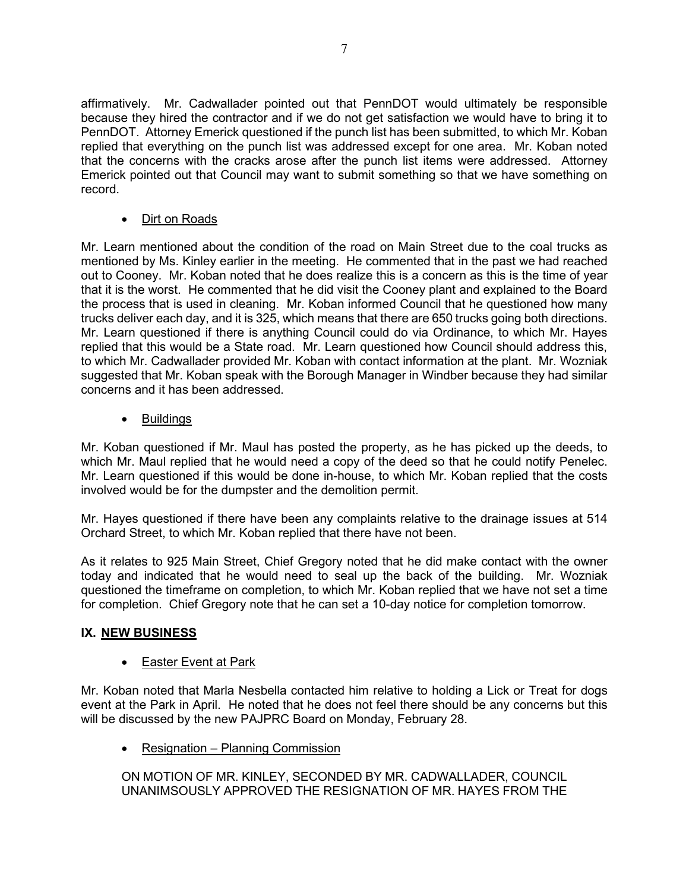affirmatively. Mr. Cadwallader pointed out that PennDOT would ultimately be responsible because they hired the contractor and if we do not get satisfaction we would have to bring it to PennDOT. Attorney Emerick questioned if the punch list has been submitted, to which Mr. Koban replied that everything on the punch list was addressed except for one area. Mr. Koban noted that the concerns with the cracks arose after the punch list items were addressed. Attorney Emerick pointed out that Council may want to submit something so that we have something on record.

- Dirt on Roads

Mr. Learn mentioned about the condition of the road on Main Street due to the coal trucks as mentioned by Ms. Kinley earlier in the meeting. He commented that in the past we had reached out to Cooney. Mr. Koban noted that he does realize this is a concern as this is the time of year that it is the worst. He commented that he did visit the Cooney plant and explained to the Board the process that is used in cleaning. Mr. Koban informed Council that he questioned how many trucks deliver each day, and it is 325, which means that there are 650 trucks going both directions. Mr. Learn questioned if there is anything Council could do via Ordinance, to which Mr. Hayes replied that this would be a State road. Mr. Learn questioned how Council should address this, to which Mr. Cadwallader provided Mr. Koban with contact information at the plant. Mr. Wozniak suggested that Mr. Koban speak with the Borough Manager in Windber because they had similar concerns and it has been addressed.

- Buildings

Mr. Koban questioned if Mr. Maul has posted the property, as he has picked up the deeds, to which Mr. Maul replied that he would need a copy of the deed so that he could notify Penelec. Mr. Learn questioned if this would be done in-house, to which Mr. Koban replied that the costs involved would be for the dumpster and the demolition permit.

Mr. Hayes questioned if there have been any complaints relative to the drainage issues at 514 Orchard Street, to which Mr. Koban replied that there have not been.

As it relates to 925 Main Street, Chief Gregory noted that he did make contact with the owner today and indicated that he would need to seal up the back of the building. Mr. Wozniak questioned the timeframe on completion, to which Mr. Koban replied that we have not set a time for completion. Chief Gregory note that he can set a 10-day notice for completion tomorrow.

## IX. NEW BUSINESS

- Easter Event at Park

Mr. Koban noted that Marla Nesbella contacted him relative to holding a Lick or Treat for dogs event at the Park in April. He noted that he does not feel there should be any concerns but this will be discussed by the new PAJPRC Board on Monday, February 28.

- Resignation – Planning Commission

ON MOTION OF MR. KINLEY, SECONDED BY MR. CADWALLADER, COUNCIL UNANIMSOUSLY APPROVED THE RESIGNATION OF MR. HAYES FROM THE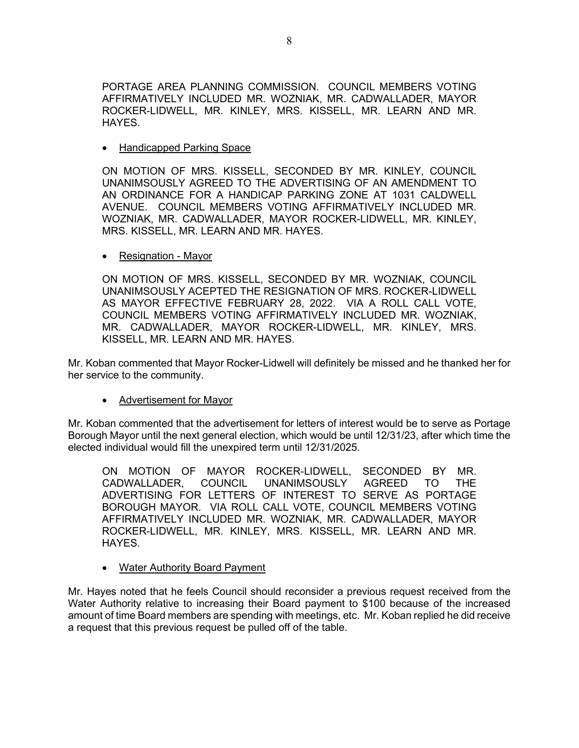PORTAGE AREA PLANNING COMMISSION. COUNCIL MEMBERS VOTING AFFIRMATIVELY INCLUDED MR. WOZNIAK, MR. CADWALLADER, MAYOR ROCKER-LIDWELL, MR. KINLEY, MRS. KISSELL, MR. LEARN AND MR. HAYES.

- <u>Handicapped Parking Space</u>

ON MOTION OF MRS. KISSELL, SECONDED BY MR. KINLEY, COUNCIL UNANIMSOUSLY AGREED TO THE ADVERTISING OF AN AMENDMENT TO AN ORDINANCE FOR A HANDICAP PARKING ZONE AT 1031 CALDWELL AVENUE. COUNCIL MEMBERS VOTING AFFIRMATIVELY INCLUDED MR. WOZNIAK, MR. CADWALLADER, MAYOR ROCKER-LIDWELL, MR. KINLEY, MRS. KISSELL, MR. LEARN AND MR. HAYES.

- <u>Resignation - Mayor</u>

ON MOTION OF MRS. KISSELL, SECONDED BY MR. WOZNIAK, COUNCIL UNANIMSOUSLY ACEPTED THE RESIGNATION OF MRS. ROCKER-LIDWELL AS MAYOR EFFECTIVE FEBRUARY 28, 2022. VIA A ROLL CALL VOTE, COUNCIL MEMBERS VOTING AFFIRMATIVELY INCLUDED MR. WOZNIAK, MR. CADWALLADER, MAYOR ROCKER-LIDWELL, MR. KINLEY, MRS. KISSELL, MR. LEARN AND MR. HAYES.

Mr. Koban commented that Mayor Rocker-Lidwell will definitely be missed and he thanked her for her service to the community.

- <u>Advertisement for Mayor</u>

Mr. Koban commented that the advertisement for letters of interest would be to serve as Portage Borough Mayor until the next general election, which would be until 12/31/23, after which time the elected individual would fill the unexpired term until 12/31/2025.

ON MOTION OF MAYOR ROCKER-LIDWELL, SECONDED BY MR. CADWALLADER, COUNCIL UNANIMSOUSLY AGREED TO THE ADVERTISING FOR LETTERS OF INTEREST TO SERVE AS PORTAGE BOROUGH MAYOR. VIA ROLL CALL VOTE, COUNCIL MEMBERS VOTING AFFIRMATIVELY INCLUDED MR. WOZNIAK, MR. CADWALLADER, MAYOR ROCKER-LIDWELL, MR. KINLEY, MRS. KISSELL, MR. LEARN AND MR. HAYES.

- <u>Water Authority Board Payment</u>

Mr. Hayes noted that he feels Council should reconsider a previous request received from the Water Authority relative to increasing their Board payment to $100 because of the increased amount of time Board members are spending with meetings, etc. Mr. Koban replied he did receive a request that this previous request be pulled off of the table.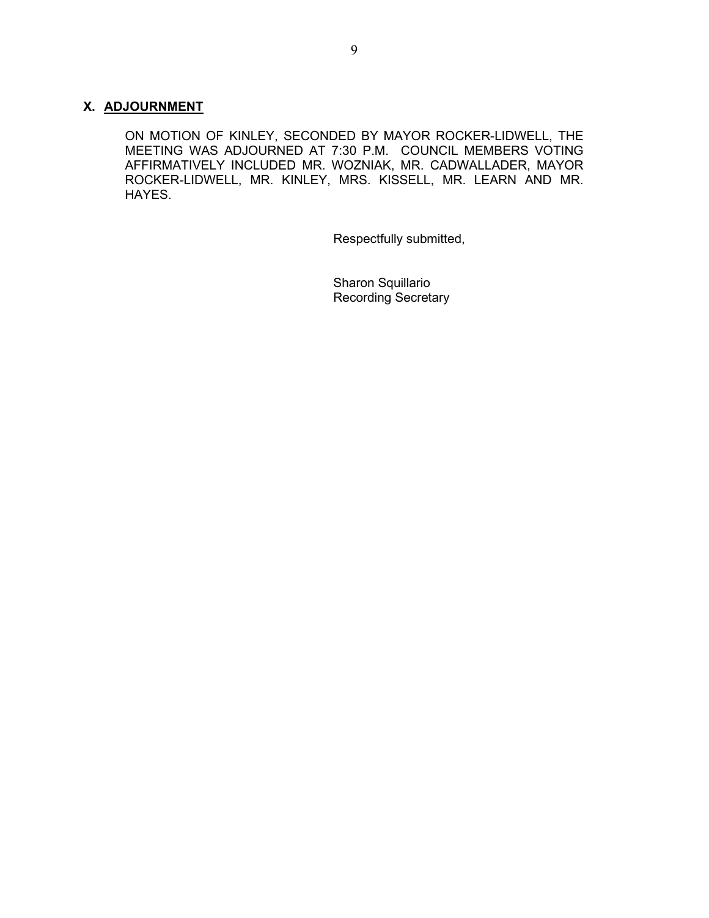## X. **ADJOURNMENT**

ON MOTION OF KINLEY, SECONDED BY MAYOR ROCKER-LIDWELL, THE MEETING WAS ADJOURNED AT 7:30 P.M. COUNCIL MEMBERS VOTING AFFIRMATIVELY INCLUDED MR. WOZNIAK, MR. CADWALLADER, MAYOR ROCKER-LIDWELL, MR. KINLEY, MRS. KISSELL, MR. LEARN AND MR. HAYES.

Respectfully submitted,

Sharon Squillario
Recording Secretary